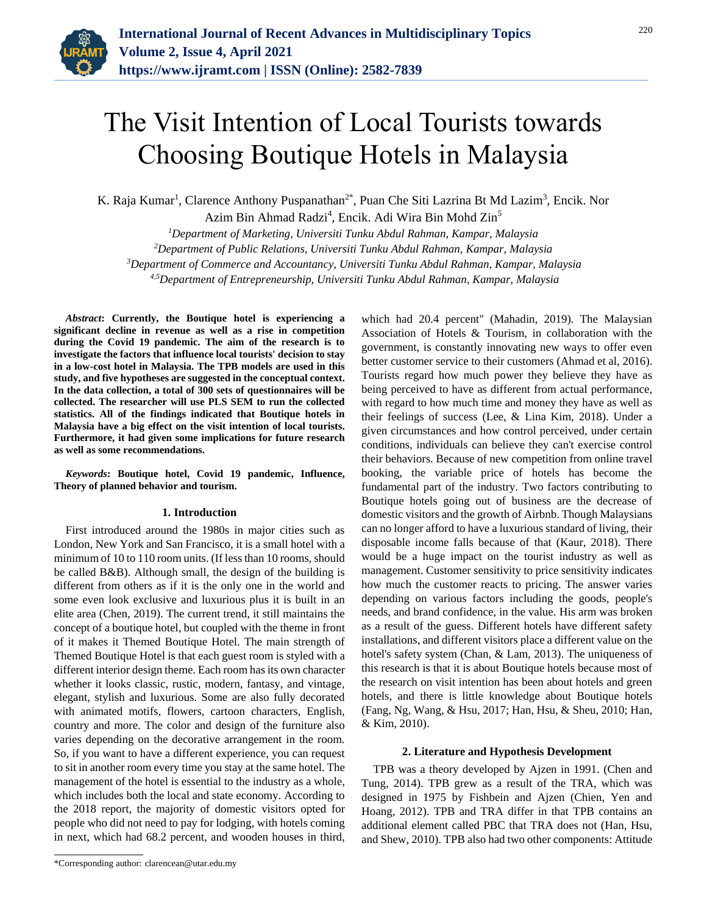# The Visit Intention of Local Tourists towards Choosing Boutique Hotels in Malaysia

K. Raja Kumar[1], Clarence Anthony Puspanathan[2*], Puan Che Siti Lazrina Bt Md Lazim[3], Encik. Nor Azim Bin Ahmad Radzi[4], Encik. Adi Wira Bin Mohd Zin[5]

[1]*Department of Marketing, Universiti Tunku Abdul Rahman, Kampar, Malaysia*
[2]*Department of Public Relations, Universiti Tunku Abdul Rahman, Kampar, Malaysia*
[3]*Department of Commerce and Accountancy, Universiti Tunku Abdul Rahman, Kampar, Malaysia*
[4,5]*Department of Entrepreneurship, Universiti Tunku Abdul Rahman, Kampar, Malaysia*

***Abstract*: Currently, the Boutique hotel is experiencing a significant decline in revenue as well as a rise in competition during the Covid 19 pandemic. The aim of the research is to investigate the factors that influence local tourists' decision to stay in a low-cost hotel in Malaysia. The TPB models are used in this study, and five hypotheses are suggested in the conceptual context. In the data collection, a total of 300 sets of questionnaires will be collected. The researcher will use PLS SEM to run the collected statistics. All of the findings indicated that Boutique hotels in Malaysia have a big effect on the visit intention of local tourists. Furthermore, it had given some implications for future research as well as some recommendations.**

***Keywords*: Boutique hotel, Covid 19 pandemic, Influence, Theory of planned behavior and tourism.**

## 1. Introduction

First introduced around the 1980s in major cities such as London, New York and San Francisco, it is a small hotel with a minimum of 10 to 110 room units. (If less than 10 rooms, should be called B&B). Although small, the design of the building is different from others as if it is the only one in the world and some even look exclusive and luxurious plus it is built in an elite area (Chen, 2019). The current trend, it still maintains the concept of a boutique hotel, but coupled with the theme in front of it makes it Themed Boutique Hotel. The main strength of Themed Boutique Hotel is that each guest room is styled with a different interior design theme. Each room has its own character whether it looks classic, rustic, modern, fantasy, and vintage, elegant, stylish and luxurious. Some are also fully decorated with animated motifs, flowers, cartoon characters, English, country and more. The color and design of the furniture also varies depending on the decorative arrangement in the room. So, if you want to have a different experience, you can request to sit in another room every time you stay at the same hotel. The management of the hotel is essential to the industry as a whole, which includes both the local and state economy. According to the 2018 report, the majority of domestic visitors opted for people who did not need to pay for lodging, with hotels coming in next, which had 68.2 percent, and wooden houses in third, which had 20.4 percent" (Mahadin, 2019). The Malaysian Association of Hotels & Tourism, in collaboration with the government, is constantly innovating new ways to offer even better customer service to their customers (Ahmad et al, 2016). Tourists regard how much power they believe they have as being perceived to have as different from actual performance, with regard to how much time and money they have as well as their feelings of success (Lee, & Lina Kim, 2018). Under a given circumstances and how control perceived, under certain conditions, individuals can believe they can't exercise control their behaviors. Because of new competition from online travel booking, the variable price of hotels has become the fundamental part of the industry. Two factors contributing to Boutique hotels going out of business are the decrease of domestic visitors and the growth of Airbnb. Though Malaysians can no longer afford to have a luxurious standard of living, their disposable income falls because of that (Kaur, 2018). There would be a huge impact on the tourist industry as well as management. Customer sensitivity to price sensitivity indicates how much the customer reacts to pricing. The answer varies depending on various factors including the goods, people's needs, and brand confidence, in the value. His arm was broken as a result of the guess. Different hotels have different safety installations, and different visitors place a different value on the hotel's safety system (Chan, & Lam, 2013). The uniqueness of this research is that it is about Boutique hotels because most of the research on visit intention has been about hotels and green hotels, and there is little knowledge about Boutique hotels (Fang, Ng, Wang, & Hsu, 2017; Han, Hsu, & Sheu, 2010; Han, & Kim, 2010).

## 2. Literature and Hypothesis Development

TPB was a theory developed by Ajzen in 1991. (Chen and Tung, 2014). TPB grew as a result of the TRA, which was designed in 1975 by Fishbein and Ajzen (Chien, Yen and Hoang, 2012). TPB and TRA differ in that TPB contains an additional element called PBC that TRA does not (Han, Hsu, and Shew, 2010). TPB also had two other components: Attitude

*Corresponding author: clarencean@utar.edu.my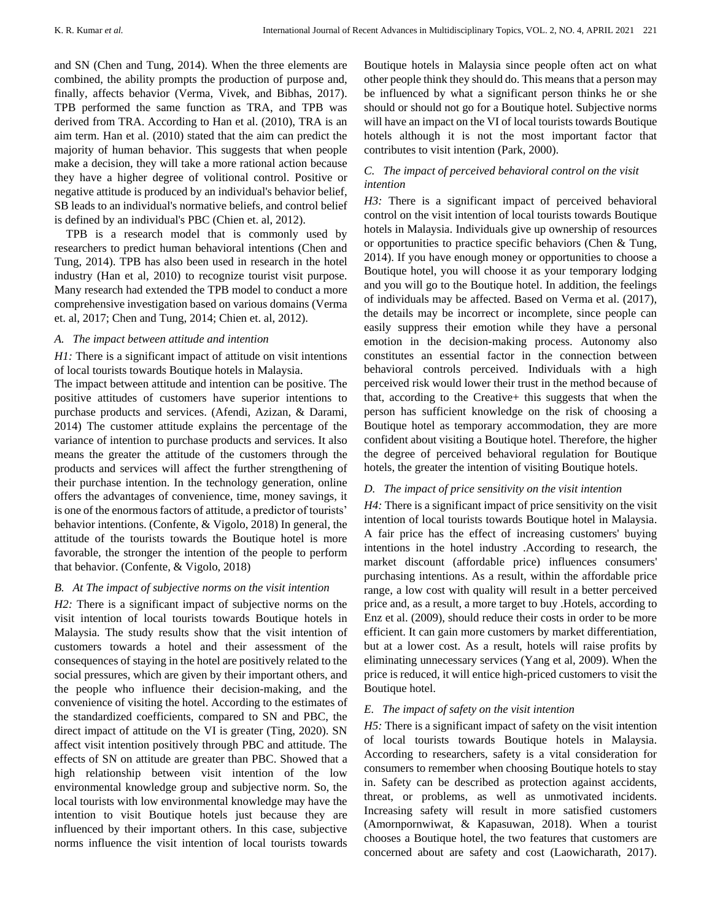and SN (Chen and Tung, 2014). When the three elements are combined, the ability prompts the production of purpose and, finally, affects behavior (Verma, Vivek, and Bibhas, 2017). TPB performed the same function as TRA, and TPB was derived from TRA. According to Han et al. (2010), TRA is an aim term. Han et al. (2010) stated that the aim can predict the majority of human behavior. This suggests that when people make a decision, they will take a more rational action because they have a higher degree of volitional control. Positive or negative attitude is produced by an individual's behavior belief, SB leads to an individual's normative beliefs, and control belief is defined by an individual's PBC (Chien et. al, 2012).

TPB is a research model that is commonly used by researchers to predict human behavioral intentions (Chen and Tung, 2014). TPB has also been used in research in the hotel industry (Han et al, 2010) to recognize tourist visit purpose. Many research had extended the TPB model to conduct a more comprehensive investigation based on various domains (Verma et. al, 2017; Chen and Tung, 2014; Chien et. al, 2012).

### *A. The impact between attitude and intention*

*H1:* There is a significant impact of attitude on visit intentions of local tourists towards Boutique hotels in Malaysia.

The impact between attitude and intention can be positive. The positive attitudes of customers have superior intentions to purchase products and services. (Afendi, Azizan, & Darami, 2014) The customer attitude explains the percentage of the variance of intention to purchase products and services. It also means the greater the attitude of the customers through the products and services will affect the further strengthening of their purchase intention. In the technology generation, online offers the advantages of convenience, time, money savings, it is one of the enormous factors of attitude, a predictor of tourists' behavior intentions. (Confente, & Vigolo, 2018) In general, the attitude of the tourists towards the Boutique hotel is more favorable, the stronger the intention of the people to perform that behavior. (Confente, & Vigolo, 2018)

### *B. At The impact of subjective norms on the visit intention*

*H2:* There is a significant impact of subjective norms on the visit intention of local tourists towards Boutique hotels in Malaysia. The study results show that the visit intention of customers towards a hotel and their assessment of the consequences of staying in the hotel are positively related to the social pressures, which are given by their important others, and the people who influence their decision-making, and the convenience of visiting the hotel. According to the estimates of the standardized coefficients, compared to SN and PBC, the direct impact of attitude on the VI is greater (Ting, 2020). SN affect visit intention positively through PBC and attitude. The effects of SN on attitude are greater than PBC. Showed that a high relationship between visit intention of the low environmental knowledge group and subjective norm. So, the local tourists with low environmental knowledge may have the intention to visit Boutique hotels just because they are influenced by their important others. In this case, subjective norms influence the visit intention of local tourists towards Boutique hotels in Malaysia since people often act on what other people think they should do. This means that a person may be influenced by what a significant person thinks he or she should or should not go for a Boutique hotel. Subjective norms will have an impact on the VI of local tourists towards Boutique hotels although it is not the most important factor that contributes to visit intention (Park, 2000).

### *C. The impact of perceived behavioral control on the visit intention*

*H3:* There is a significant impact of perceived behavioral control on the visit intention of local tourists towards Boutique hotels in Malaysia. Individuals give up ownership of resources or opportunities to practice specific behaviors (Chen & Tung, 2014). If you have enough money or opportunities to choose a Boutique hotel, you will choose it as your temporary lodging and you will go to the Boutique hotel. In addition, the feelings of individuals may be affected. Based on Verma et al. (2017), the details may be incorrect or incomplete, since people can easily suppress their emotion while they have a personal emotion in the decision-making process. Autonomy also constitutes an essential factor in the connection between behavioral controls perceived. Individuals with a high perceived risk would lower their trust in the method because of that, according to the Creative+ this suggests that when the person has sufficient knowledge on the risk of choosing a Boutique hotel as temporary accommodation, they are more confident about visiting a Boutique hotel. Therefore, the higher the degree of perceived behavioral regulation for Boutique hotels, the greater the intention of visiting Boutique hotels.

### *D. The impact of price sensitivity on the visit intention*

*H4:* There is a significant impact of price sensitivity on the visit intention of local tourists towards Boutique hotel in Malaysia. A fair price has the effect of increasing customers' buying intentions in the hotel industry .According to research, the market discount (affordable price) influences consumers' purchasing intentions. As a result, within the affordable price range, a low cost with quality will result in a better perceived price and, as a result, a more target to buy .Hotels, according to Enz et al. (2009), should reduce their costs in order to be more efficient. It can gain more customers by market differentiation, but at a lower cost. As a result, hotels will raise profits by eliminating unnecessary services (Yang et al, 2009). When the price is reduced, it will entice high-priced customers to visit the Boutique hotel.

### *E. The impact of safety on the visit intention*

*H5:* There is a significant impact of safety on the visit intention of local tourists towards Boutique hotels in Malaysia. According to researchers, safety is a vital consideration for consumers to remember when choosing Boutique hotels to stay in. Safety can be described as protection against accidents, threat, or problems, as well as unmotivated incidents. Increasing safety will result in more satisfied customers (Amornpornwiwat, & Kapasuwan, 2018). When a tourist chooses a Boutique hotel, the two features that customers are concerned about are safety and cost (Laowicharath, 2017).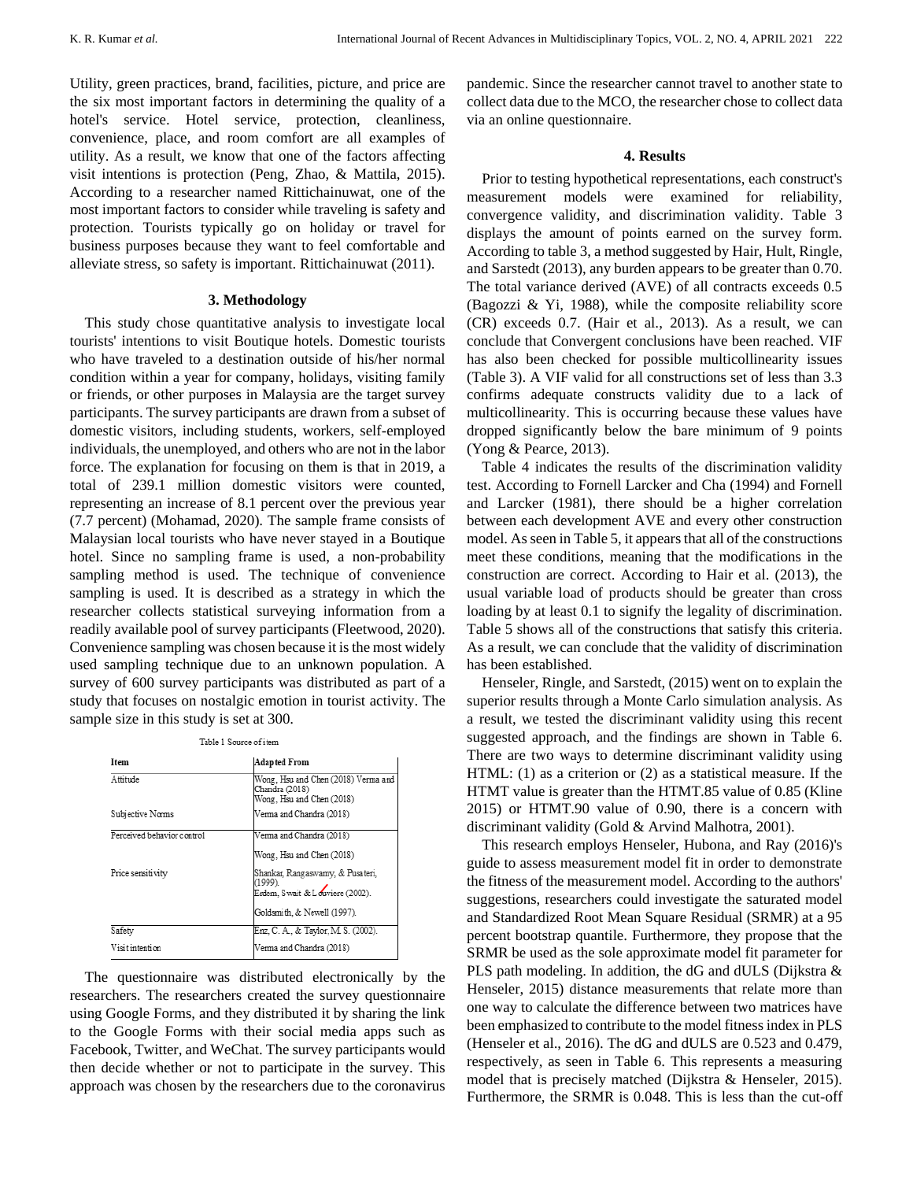Utility, green practices, brand, facilities, picture, and price are the six most important factors in determining the quality of a hotel's service. Hotel service, protection, cleanliness, convenience, place, and room comfort are all examples of utility. As a result, we know that one of the factors affecting visit intentions is protection (Peng, Zhao, & Mattila, 2015). According to a researcher named Rittichainuwat, one of the most important factors to consider while traveling is safety and protection. Tourists typically go on holiday or travel for business purposes because they want to feel comfortable and alleviate stress, so safety is important. Rittichainuwat (2011).

### 3. Methodology

This study chose quantitative analysis to investigate local tourists' intentions to visit Boutique hotels. Domestic tourists who have traveled to a destination outside of his/her normal condition within a year for company, holidays, visiting family or friends, or other purposes in Malaysia are the target survey participants. The survey participants are drawn from a subset of domestic visitors, including students, workers, self-employed individuals, the unemployed, and others who are not in the labor force. The explanation for focusing on them is that in 2019, a total of 239.1 million domestic visitors were counted, representing an increase of 8.1 percent over the previous year (7.7 percent) (Mohamad, 2020). The sample frame consists of Malaysian local tourists who have never stayed in a Boutique hotel. Since no sampling frame is used, a non-probability sampling method is used. The technique of convenience sampling is used. It is described as a strategy in which the researcher collects statistical surveying information from a readily available pool of survey participants (Fleetwood, 2020). Convenience sampling was chosen because it is the most widely used sampling technique due to an unknown population. A survey of 600 survey participants was distributed as part of a study that focuses on nostalgic emotion in tourist activity. The sample size in this study is set at 300.

Table 1 Source of item

| Item | Adapted From |
| --- | --- |
| Attitude | Wong, Hsu and Chen (2018) Verma and Chandra (2018) Wong, Hsu and Chen (2018) |
| Subjective Norms | Verma and Chandra (2018) |
| Perceived behavior control | Verma and Chandra (2018) Wong, Hsu and Chen (2018) |
| Price sensitivity | Shankar, Rangaswamy, & Pusateri, (1999). Erdem, Swait & Louviere (2002). Goldsmith, & Newell (1997). |
| Safety | Enz, C. A., & Taylor, M. S. (2002). |
| Visit intention | Verma and Chandra (2018) |

The questionnaire was distributed electronically by the researchers. The researchers created the survey questionnaire using Google Forms, and they distributed it by sharing the link to the Google Forms with their social media apps such as Facebook, Twitter, and WeChat. The survey participants would then decide whether or not to participate in the survey. This approach was chosen by the researchers due to the coronavirus pandemic. Since the researcher cannot travel to another state to collect data due to the MCO, the researcher chose to collect data via an online questionnaire.

### 4. Results

Prior to testing hypothetical representations, each construct's measurement models were examined for reliability, convergence validity, and discrimination validity. Table 3 displays the amount of points earned on the survey form. According to table 3, a method suggested by Hair, Hult, Ringle, and Sarstedt (2013), any burden appears to be greater than 0.70. The total variance derived (AVE) of all contracts exceeds 0.5 (Bagozzi & Yi, 1988), while the composite reliability score (CR) exceeds 0.7. (Hair et al., 2013). As a result, we can conclude that Convergent conclusions have been reached. VIF has also been checked for possible multicollinearity issues (Table 3). A VIF valid for all constructions set of less than 3.3 confirms adequate constructs validity due to a lack of multicollinearity. This is occurring because these values have dropped significantly below the bare minimum of 9 points (Yong & Pearce, 2013).

Table 4 indicates the results of the discrimination validity test. According to Fornell Larcker and Cha (1994) and Fornell and Larcker (1981), there should be a higher correlation between each development AVE and every other construction model. As seen in Table 5, it appears that all of the constructions meet these conditions, meaning that the modifications in the construction are correct. According to Hair et al. (2013), the usual variable load of products should be greater than cross loading by at least 0.1 to signify the legality of discrimination. Table 5 shows all of the constructions that satisfy this criteria. As a result, we can conclude that the validity of discrimination has been established.

Henseler, Ringle, and Sarstedt, (2015) went on to explain the superior results through a Monte Carlo simulation analysis. As a result, we tested the discriminant validity using this recent suggested approach, and the findings are shown in Table 6. There are two ways to determine discriminant validity using HTML: (1) as a criterion or (2) as a statistical measure. If the HTMT value is greater than the HTMT.85 value of 0.85 (Kline 2015) or HTMT.90 value of 0.90, there is a concern with discriminant validity (Gold & Arvind Malhotra, 2001).

This research employs Henseler, Hubona, and Ray (2016)'s guide to assess measurement model fit in order to demonstrate the fitness of the measurement model. According to the authors' suggestions, researchers could investigate the saturated model and Standardized Root Mean Square Residual (SRMR) at a 95 percent bootstrap quantile. Furthermore, they propose that the SRMR be used as the sole approximate model fit parameter for PLS path modeling. In addition, the dG and dULS (Dijkstra & Henseler, 2015) distance measurements that relate more than one way to calculate the difference between two matrices have been emphasized to contribute to the model fitness index in PLS (Henseler et al., 2016). The dG and dULS are 0.523 and 0.479, respectively, as seen in Table 6. This represents a measuring model that is precisely matched (Dijkstra & Henseler, 2015). Furthermore, the SRMR is 0.048. This is less than the cut-off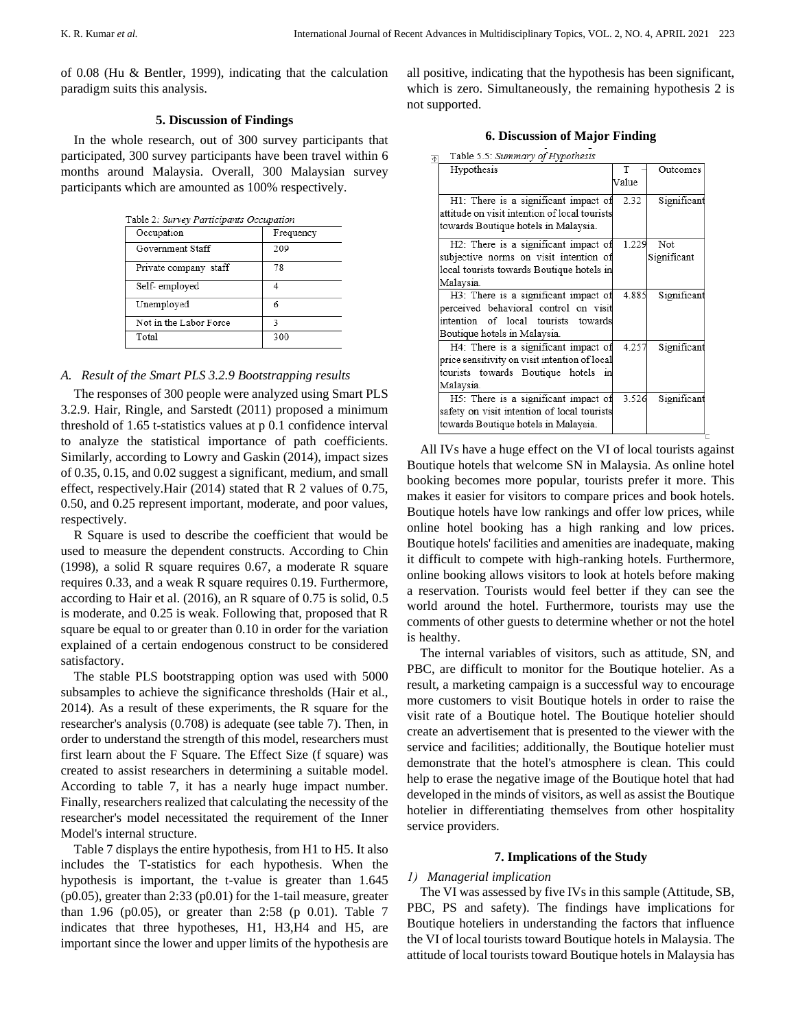of 0.08 (Hu & Bentler, 1999), indicating that the calculation paradigm suits this analysis.

## 5. Discussion of Findings

In the whole research, out of 300 survey participants that participated, 300 survey participants have been travel within 6 months around Malaysia. Overall, 300 Malaysian survey participants which are amounted as 100% respectively.

Table 2: *Survey Participants Occupation*

| Occupation | Frequency |
|---|---|
| Government Staff | 209 |
| Private company staff | 78 |
| Self- employed | 4 |
| Unemployed | 6 |
| Not in the Labor Force | 3 |
| Total | 300 |

### *A. Result of the Smart PLS 3.2.9 Bootstrapping results*

The responses of 300 people were analyzed using Smart PLS 3.2.9. Hair, Ringle, and Sarstedt (2011) proposed a minimum threshold of 1.65 t-statistics values at p 0.1 confidence interval to analyze the statistical importance of path coefficients. Similarly, according to Lowry and Gaskin (2014), impact sizes of 0.35, 0.15, and 0.02 suggest a significant, medium, and small effect, respectively.Hair (2014) stated that R 2 values of 0.75, 0.50, and 0.25 represent important, moderate, and poor values, respectively.

R Square is used to describe the coefficient that would be used to measure the dependent constructs. According to Chin (1998), a solid R square requires 0.67, a moderate R square requires 0.33, and a weak R square requires 0.19. Furthermore, according to Hair et al. (2016), an R square of 0.75 is solid, 0.5 is moderate, and 0.25 is weak. Following that, proposed that R square be equal to or greater than 0.10 in order for the variation explained of a certain endogenous construct to be considered satisfactory.

The stable PLS bootstrapping option was used with 5000 subsamples to achieve the significance thresholds (Hair et al., 2014). As a result of these experiments, the R square for the researcher's analysis (0.708) is adequate (see table 7). Then, in order to understand the strength of this model, researchers must first learn about the F Square. The Effect Size (f square) was created to assist researchers in determining a suitable model. According to table 7, it has a nearly huge impact number. Finally, researchers realized that calculating the necessity of the researcher's model necessitated the requirement of the Inner Model's internal structure.

Table 7 displays the entire hypothesis, from H1 to H5. It also includes the T-statistics for each hypothesis. When the hypothesis is important, the t-value is greater than 1.645 (p0.05), greater than 2:33 (p0.01) for the 1-tail measure, greater than 1.96 (p0.05), or greater than 2:58 (p 0.01). Table 7 indicates that three hypotheses, H1, H3,H4 and H5, are important since the lower and upper limits of the hypothesis are all positive, indicating that the hypothesis has been significant, which is zero. Simultaneously, the remaining hypothesis 2 is not supported.

## 6. Discussion of Major Finding

Table 5.5: *Summary of Hypothesis*

| Hypothesis | T Value | Outcomes |
|---|---|---|
| H1: There is a significant impact of attitude on visit intention of local tourists towards Boutique hotels in Malaysia. | 2.32 | Significant |
| H2: There is a significant impact of subjective norms on visit intention of local tourists towards Boutique hotels in Malaysia. | 1.229 | Not Significant |
| H3: There is a significant impact of perceived behavioral control on visit intention of local tourists towards Boutique hotels in Malaysia. | 4.885 | Significant |
| H4: There is a significant impact of price sensitivity on visit intention of local tourists towards Boutique hotels in Malaysia. | 4.257 | Significant |
| H5: There is a significant impact of safety on visit intention of local tourists towards Boutique hotels in Malaysia. | 3.526 | Significant |

All IVs have a huge effect on the VI of local tourists against Boutique hotels that welcome SN in Malaysia. As online hotel booking becomes more popular, tourists prefer it more. This makes it easier for visitors to compare prices and book hotels. Boutique hotels have low rankings and offer low prices, while online hotel booking has a high ranking and low prices. Boutique hotels' facilities and amenities are inadequate, making it difficult to compete with high-ranking hotels. Furthermore, online booking allows visitors to look at hotels before making a reservation. Tourists would feel better if they can see the world around the hotel. Furthermore, tourists may use the comments of other guests to determine whether or not the hotel is healthy.

The internal variables of visitors, such as attitude, SN, and PBC, are difficult to monitor for the Boutique hotelier. As a result, a marketing campaign is a successful way to encourage more customers to visit Boutique hotels in order to raise the visit rate of a Boutique hotel. The Boutique hotelier should create an advertisement that is presented to the viewer with the service and facilities; additionally, the Boutique hotelier must demonstrate that the hotel's atmosphere is clean. This could help to erase the negative image of the Boutique hotel that had developed in the minds of visitors, as well as assist the Boutique hotelier in differentiating themselves from other hospitality service providers.

## 7. Implications of the Study

### *1) Managerial implication*

The VI was assessed by five IVs in this sample (Attitude, SB, PBC, PS and safety). The findings have implications for Boutique hoteliers in understanding the factors that influence the VI of local tourists toward Boutique hotels in Malaysia. The attitude of local tourists toward Boutique hotels in Malaysia has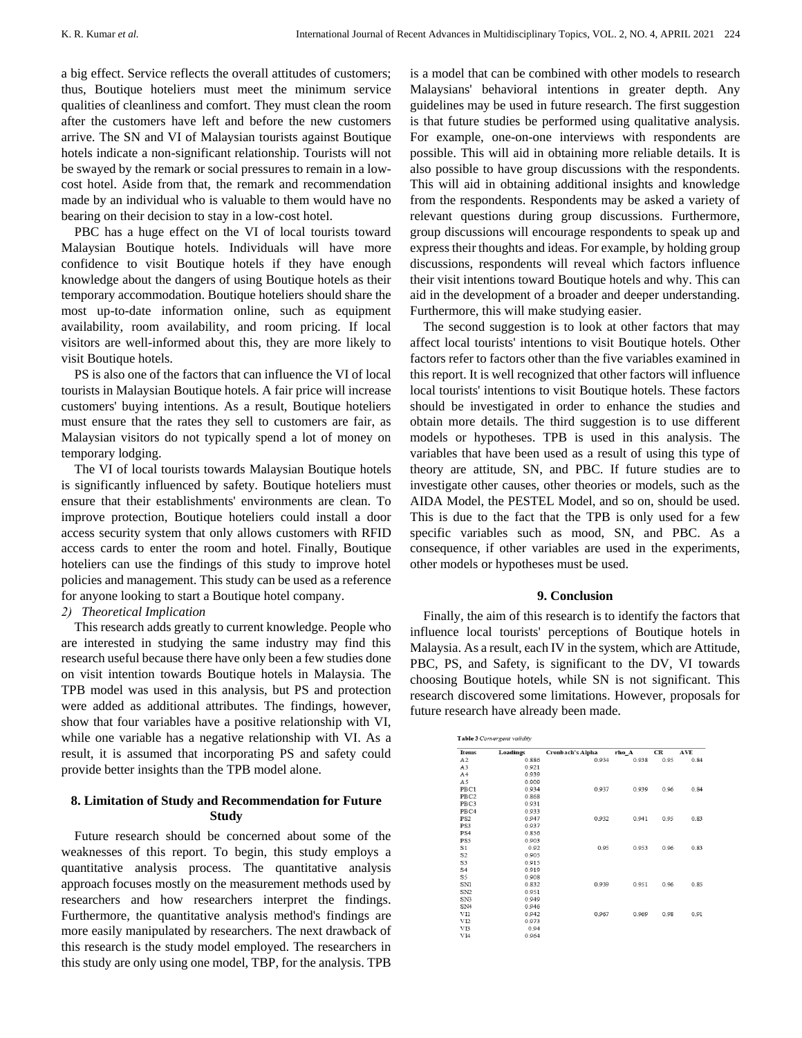a big effect. Service reflects the overall attitudes of customers; thus, Boutique hoteliers must meet the minimum service qualities of cleanliness and comfort. They must clean the room after the customers have left and before the new customers arrive. The SN and VI of Malaysian tourists against Boutique hotels indicate a non-significant relationship. Tourists will not be swayed by the remark or social pressures to remain in a low-cost hotel. Aside from that, the remark and recommendation made by an individual who is valuable to them would have no bearing on their decision to stay in a low-cost hotel.

PBC has a huge effect on the VI of local tourists toward Malaysian Boutique hotels. Individuals will have more confidence to visit Boutique hotels if they have enough knowledge about the dangers of using Boutique hotels as their temporary accommodation. Boutique hoteliers should share the most up-to-date information online, such as equipment availability, room availability, and room pricing. If local visitors are well-informed about this, they are more likely to visit Boutique hotels.

PS is also one of the factors that can influence the VI of local tourists in Malaysian Boutique hotels. A fair price will increase customers' buying intentions. As a result, Boutique hoteliers must ensure that the rates they sell to customers are fair, as Malaysian visitors do not typically spend a lot of money on temporary lodging.

The VI of local tourists towards Malaysian Boutique hotels is significantly influenced by safety. Boutique hoteliers must ensure that their establishments' environments are clean. To improve protection, Boutique hoteliers could install a door access security system that only allows customers with RFID access cards to enter the room and hotel. Finally, Boutique hoteliers can use the findings of this study to improve hotel policies and management. This study can be used as a reference for anyone looking to start a Boutique hotel company.

*2) Theoretical Implication*

This research adds greatly to current knowledge. People who are interested in studying the same industry may find this research useful because there have only been a few studies done on visit intention towards Boutique hotels in Malaysia. The TPB model was used in this analysis, but PS and protection were added as additional attributes. The findings, however, show that four variables have a positive relationship with VI, while one variable has a negative relationship with VI. As a result, it is assumed that incorporating PS and safety could provide better insights than the TPB model alone.

## 8. Limitation of Study and Recommendation for Future Study

Future research should be concerned about some of the weaknesses of this report. To begin, this study employs a quantitative analysis process. The quantitative analysis approach focuses mostly on the measurement methods used by researchers and how researchers interpret the findings. Furthermore, the quantitative analysis method's findings are more easily manipulated by researchers. The next drawback of this research is the study model employed. The researchers in this study are only using one model, TBP, for the analysis. TPB is a model that can be combined with other models to research Malaysians' behavioral intentions in greater depth. Any guidelines may be used in future research. The first suggestion is that future studies be performed using qualitative analysis. For example, one-on-one interviews with respondents are possible. This will aid in obtaining more reliable details. It is also possible to have group discussions with the respondents. This will aid in obtaining additional insights and knowledge from the respondents. Respondents may be asked a variety of relevant questions during group discussions. Furthermore, group discussions will encourage respondents to speak up and express their thoughts and ideas. For example, by holding group discussions, respondents will reveal which factors influence their visit intentions toward Boutique hotels and why. This can aid in the development of a broader and deeper understanding. Furthermore, this will make studying easier.

The second suggestion is to look at other factors that may affect local tourists' intentions to visit Boutique hotels. Other factors refer to factors other than the five variables examined in this report. It is well recognized that other factors will influence local tourists' intentions to visit Boutique hotels. These factors should be investigated in order to enhance the studies and obtain more details. The third suggestion is to use different models or hypotheses. TPB is used in this analysis. The variables that have been used as a result of using this type of theory are attitude, SN, and PBC. If future studies are to investigate other causes, other theories or models, such as the AIDA Model, the PESTEL Model, and so on, should be used. This is due to the fact that the TPB is only used for a few specific variables such as mood, SN, and PBC. As a consequence, if other variables are used in the experiments, other models or hypotheses must be used.

## 9. Conclusion

Finally, the aim of this research is to identify the factors that influence local tourists' perceptions of Boutique hotels in Malaysia. As a result, each IV in the system, which are Attitude, PBC, PS, and Safety, is significant to the DV, VI towards choosing Boutique hotels, while SN is not significant. This research discovered some limitations. However, proposals for future research have already been made.

**Table 3** *Convergent validity*

| Items | Loadings | Cronbach's Alpha | rho_A | CR | AVE |
|---|---|---|---|---|---|
| A2 | 0.886 | 0.934 | 0.938 | 0.95 | 0.84 |
| A3 | 0.921 | | | | |
| A4 | 0.939 | | | | |
| A5 | 0.900 | | | | |
| PBC1 | 0.934 | 0.937 | 0.939 | 0.96 | 0.84 |
| PBC2 | 0.868 | | | | |
| PBC3 | 0.931 | | | | |
| PBC4 | 0.933 | | | | |
| PS2 | 0.947 | 0.932 | 0.941 | 0.95 | 0.83 |
| PS3 | 0.937 | | | | |
| PS4 | 0.856 | | | | |
| PS5 | 0.903 | | | | |
| S1 | 0.92 | 0.95 | 0.953 | 0.96 | 0.83 |
| S2 | 0.905 | | | | |
| S3 | 0.915 | | | | |
| S4 | 0.919 | | | | |
| S5 | 0.908 | | | | |
| SN1 | 0.832 | 0.939 | 0.951 | 0.96 | 0.85 |
| SN2 | 0.951 | | | | |
| SN3 | 0.949 | | | | |
| SN4 | 0.946 | | | | |
| VI1 | 0.942 | 0.967 | 0.969 | 0.98 | 0.91 |
| VI2 | 0.973 | | | | |
| VI3 | 0.94 | | | | |
| VI4 | 0.964 | | | | |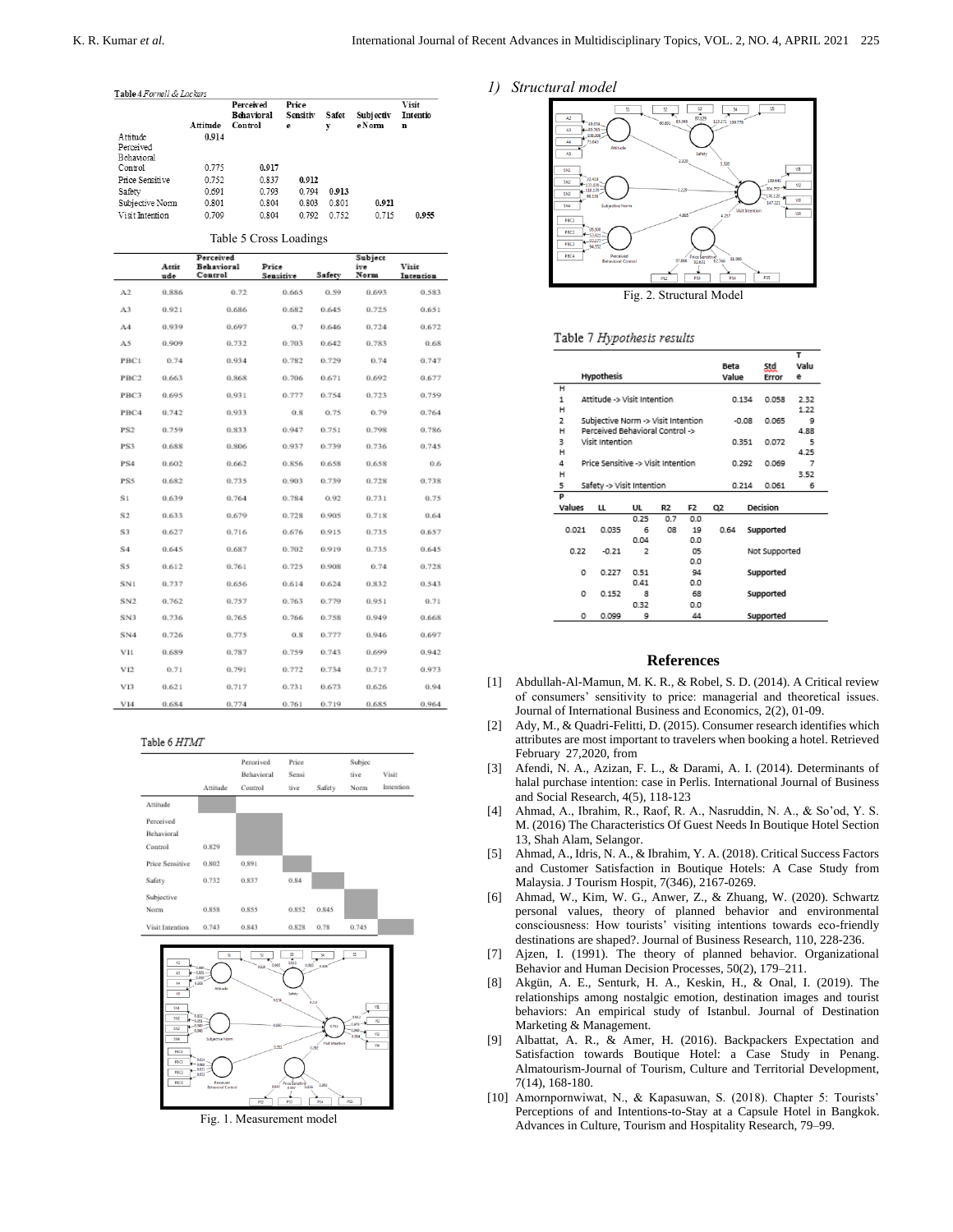Table 4 *Fornell & Lackers*

| | Attitude | Perceived Behavioral Control | Price Sensitive | Safety | Subjective Norm | Visit Intention |
|---|---|---|---|---|---|---|
| Attitude | 0.914 | | | | | |
| Perceived Behavioral Control | 0.775 | 0.917 | | | | |
| Price Sensitive | 0.752 | 0.837 | 0.912 | | | |
| Safety | 0.691 | 0.793 | 0.794 | 0.913 | | |
| Subjective Norm | 0.801 | 0.804 | 0.803 | 0.801 | 0.921 | |
| Visit Intention | 0.709 | 0.804 | 0.792 | 0.752 | 0.715 | 0.955 |

Table 5 Cross Loadings

| | Attitude | Perceived Behavioral Control | Price Sensitive | Safety | Subjective Norm | Visit Intention |
|---|---|---|---|---|---|---|
| A2 | 0.886 | 0.72 | 0.665 | 0.59 | 0.693 | 0.583 |
| A3 | 0.921 | 0.686 | 0.682 | 0.645 | 0.725 | 0.651 |
| A4 | 0.939 | 0.697 | 0.7 | 0.646 | 0.724 | 0.672 |
| A5 | 0.909 | 0.732 | 0.703 | 0.642 | 0.783 | 0.68 |
| PBC1 | 0.74 | 0.934 | 0.782 | 0.729 | 0.74 | 0.747 |
| PBC2 | 0.663 | 0.868 | 0.706 | 0.671 | 0.692 | 0.677 |
| PBC3 | 0.695 | 0.931 | 0.777 | 0.754 | 0.723 | 0.759 |
| PBC4 | 0.742 | 0.933 | 0.8 | 0.75 | 0.79 | 0.764 |
| PS2 | 0.759 | 0.833 | 0.947 | 0.751 | 0.798 | 0.786 |
| PS3 | 0.688 | 0.806 | 0.937 | 0.739 | 0.736 | 0.745 |
| PS4 | 0.602 | 0.662 | 0.856 | 0.658 | 0.658 | 0.6 |
| PS5 | 0.682 | 0.735 | 0.903 | 0.739 | 0.728 | 0.738 |
| S1 | 0.639 | 0.764 | 0.784 | 0.92 | 0.731 | 0.75 |
| S2 | 0.633 | 0.679 | 0.728 | 0.905 | 0.718 | 0.64 |
| S3 | 0.627 | 0.716 | 0.676 | 0.915 | 0.735 | 0.657 |
| S4 | 0.645 | 0.687 | 0.702 | 0.919 | 0.735 | 0.645 |
| S5 | 0.612 | 0.761 | 0.725 | 0.908 | 0.74 | 0.728 |
| SN1 | 0.737 | 0.656 | 0.614 | 0.624 | 0.832 | 0.543 |
| SN2 | 0.762 | 0.757 | 0.763 | 0.779 | 0.951 | 0.71 |
| SN3 | 0.736 | 0.765 | 0.766 | 0.758 | 0.949 | 0.668 |
| SN4 | 0.726 | 0.775 | 0.8 | 0.777 | 0.946 | 0.697 |
| VI1 | 0.689 | 0.787 | 0.759 | 0.743 | 0.699 | 0.942 |
| VI2 | 0.71 | 0.791 | 0.772 | 0.734 | 0.717 | 0.973 |
| VI3 | 0.621 | 0.717 | 0.731 | 0.673 | 0.626 | 0.94 |
| VI4 | 0.684 | 0.774 | 0.761 | 0.719 | 0.685 | 0.964 |

Table 6 *HTMT*

| | Attitude | Perceived Behavioral Control | Price Sensitive | Safety | Subjective Norm | Visit Intention |
|---|---|---|---|---|---|---|
| Attitude | | | | | | |
| Perceived Behavioral Control | 0.829 | | | | | |
| Price Sensitive | 0.802 | 0.891 | | | | |
| Safety | 0.732 | 0.837 | 0.84 | | | |
| Subjective Norm | 0.858 | 0.855 | 0.852 | 0.845 | | |
| Visit Intention | 0.743 | 0.843 | 0.828 | 0.78 | 0.745 | |

Fig. 1. Measurement model

*1) Structural model*

Fig. 2. Structural Model

Table 7 *Hypothesis results*

| | Hypothesis | Beta Value | Std Error | T Value | P Values | LL | UL | R2 | F2 | Q2 | Decision |
|---|---|---|---|---|---|---|---|---|---|---|---|
| H1 | Attitude -> Visit Intention | 0.134 | 0.058 | 2.32 | 0.021 | 0.035 | 0.256 | 0.708 | 0.019 | 0.64 | Supported |
| H2 | Subjective Norm -> Visit Intention | -0.08 | 0.065 | 1.229 | 0.22 | -0.21 | 0.042 | | 0.005 | | Not Supported |
| H3 | Perceived Behavioral Control -> Visit Intention | 0.351 | 0.072 | 4.885 | 0 | 0.227 | 0.51 | | 0.094 | | Supported |
| H4 | Price Sensitive -> Visit Intention | 0.292 | 0.069 | 4.257 | 0 | 0.152 | 0.418 | | 0.068 | | Supported |
| H5 | Safety -> Visit Intention | 0.214 | 0.061 | 3.526 | 0 | 0.099 | 0.329 | | 0.044 | | Supported |

## References

[1] Abdullah-Al-Mamun, M. K. R., & Robel, S. D. (2014). A Critical review of consumers' sensitivity to price: managerial and theoretical issues. Journal of International Business and Economics, 2(2), 01-09.

[2] Ady, M., & Quadri-Felitti, D. (2015). Consumer research identifies which attributes are most important to travelers when booking a hotel. Retrieved February 27,2020, from

[3] Afendi, N. A., Azizan, F. L., & Darami, A. I. (2014). Determinants of halal purchase intention: case in Perlis. International Journal of Business and Social Research, 4(5), 118-123

[4] Ahmad, A., Ibrahim, R., Raof, R. A., Nasruddin, N. A., & So'od, Y. S. M. (2016) The Characteristics Of Guest Needs In Boutique Hotel Section 13, Shah Alam, Selangor.

[5] Ahmad, A., Idris, N. A., & Ibrahim, Y. A. (2018). Critical Success Factors and Customer Satisfaction in Boutique Hotels: A Case Study from Malaysia. J Tourism Hospit, 7(346), 2167-0269.

[6] Ahmad, W., Kim, W. G., Anwer, Z., & Zhuang, W. (2020). Schwartz personal values, theory of planned behavior and environmental consciousness: How tourists' visiting intentions towards eco-friendly destinations are shaped?. Journal of Business Research, 110, 228-236.

[7] Ajzen, I. (1991). The theory of planned behavior. Organizational Behavior and Human Decision Processes, 50(2), 179–211.

[8] Akgün, A. E., Senturk, H. A., Keskin, H., & Onal, I. (2019). The relationships among nostalgic emotion, destination images and tourist behaviors: An empirical study of Istanbul. Journal of Destination Marketing & Management.

[9] Albattat, A. R., & Amer, H. (2016). Backpackers Expectation and Satisfaction towards Boutique Hotel: a Case Study in Penang. Almatourism-Journal of Tourism, Culture and Territorial Development, 7(14), 168-180.

[10] Amornpornwiwat, N., & Kapasuwan, S. (2018). Chapter 5: Tourists' Perceptions of and Intentions-to-Stay at a Capsule Hotel in Bangkok. Advances in Culture, Tourism and Hospitality Research, 79–99.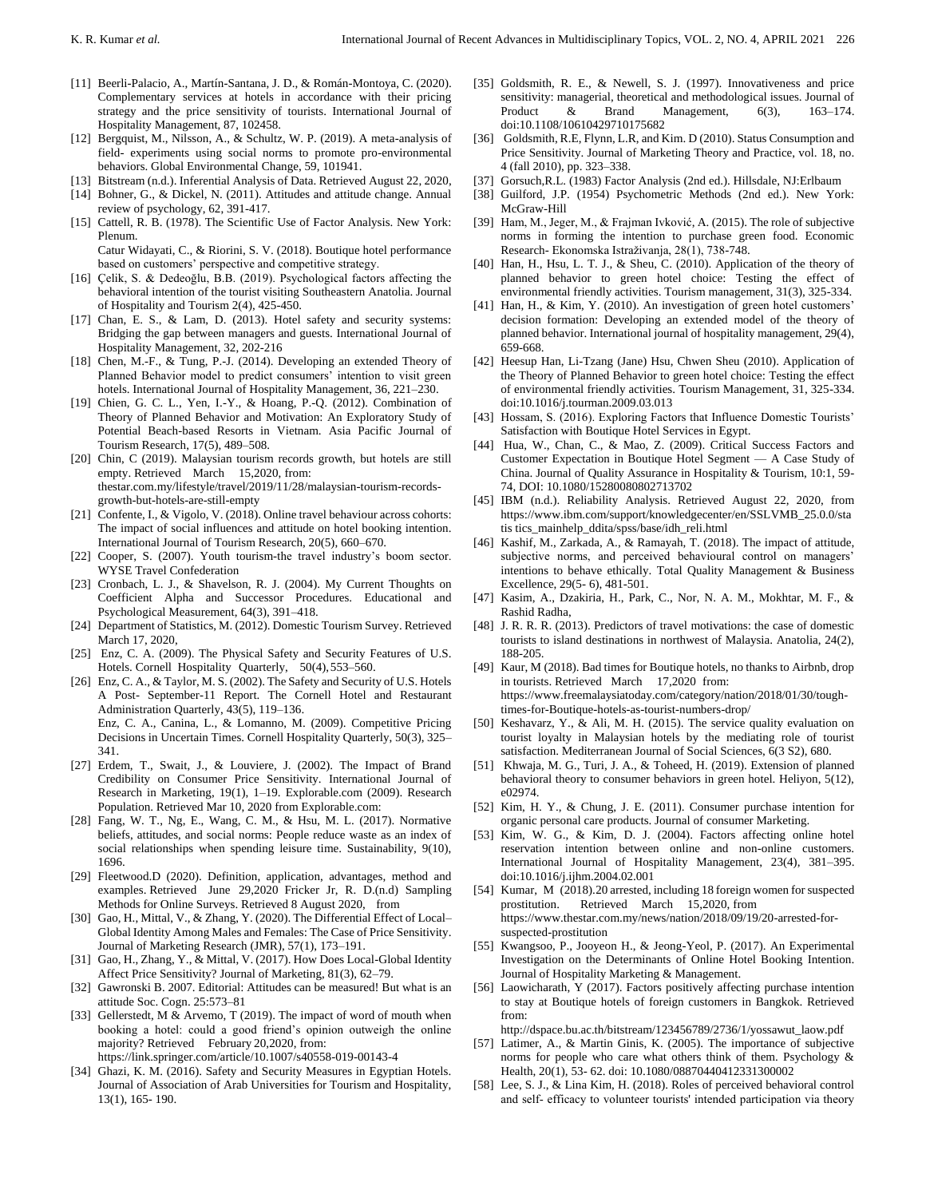[11] Beerli-Palacio, A., Martín-Santana, J. D., & Román-Montoya, C. (2020). Complementary services at hotels in accordance with their pricing strategy and the price sensitivity of tourists. International Journal of Hospitality Management, 87, 102458.

[12] Bergquist, M., Nilsson, A., & Schultz, W. P. (2019). A meta-analysis of field- experiments using social norms to promote pro-environmental behaviors. Global Environmental Change, 59, 101941.

[13] Bitstream (n.d.). Inferential Analysis of Data. Retrieved August 22, 2020,

[14] Bohner, G., & Dickel, N. (2011). Attitudes and attitude change. Annual review of psychology, 62, 391-417.

[15] Cattell, R. B. (1978). The Scientific Use of Factor Analysis. New York: Plenum.
Catur Widayati, C., & Riorini, S. V. (2018). Boutique hotel performance based on customers' perspective and competitive strategy.

[16] Çelik, S. & Dedeoğlu, B.B. (2019). Psychological factors affecting the behavioral intention of the tourist visiting Southeastern Anatolia. Journal of Hospitality and Tourism 2(4), 425-450.

[17] Chan, E. S., & Lam, D. (2013). Hotel safety and security systems: Bridging the gap between managers and guests. International Journal of Hospitality Management, 32, 202-216

[18] Chen, M.-F., & Tung, P.-J. (2014). Developing an extended Theory of Planned Behavior model to predict consumers' intention to visit green hotels. International Journal of Hospitality Management, 36, 221–230.

[19] Chien, G. C. L., Yen, I.-Y., & Hoang, P.-Q. (2012). Combination of Theory of Planned Behavior and Motivation: An Exploratory Study of Potential Beach-based Resorts in Vietnam. Asia Pacific Journal of Tourism Research, 17(5), 489–508.

[20] Chin, C (2019). Malaysian tourism records growth, but hotels are still empty. Retrieved March 15,2020, from: thestar.com.my/lifestyle/travel/2019/11/28/malaysian-tourism-records-growth-but-hotels-are-still-empty

[21] Confente, I., & Vigolo, V. (2018). Online travel behaviour across cohorts: The impact of social influences and attitude on hotel booking intention. International Journal of Tourism Research, 20(5), 660–670.

[22] Cooper, S. (2007). Youth tourism-the travel industry's boom sector. WYSE Travel Confederation

[23] Cronbach, L. J., & Shavelson, R. J. (2004). My Current Thoughts on Coefficient Alpha and Successor Procedures. Educational and Psychological Measurement, 64(3), 391–418.

[24] Department of Statistics, M. (2012). Domestic Tourism Survey. Retrieved March 17, 2020,

[25] Enz, C. A. (2009). The Physical Safety and Security Features of U.S. Hotels. Cornell Hospitality Quarterly, 50(4), 553–560.

[26] Enz, C. A., & Taylor, M. S. (2002). The Safety and Security of U.S. Hotels A Post- September-11 Report. The Cornell Hotel and Restaurant Administration Quarterly, 43(5), 119–136.
Enz, C. A., Canina, L., & Lomanno, M. (2009). Competitive Pricing Decisions in Uncertain Times. Cornell Hospitality Quarterly, 50(3), 325–341.

[27] Erdem, T., Swait, J., & Louviere, J. (2002). The Impact of Brand Credibility on Consumer Price Sensitivity. International Journal of Research in Marketing, 19(1), 1–19. Explorable.com (2009). Research Population. Retrieved Mar 10, 2020 from Explorable.com:

[28] Fang, W. T., Ng, E., Wang, C. M., & Hsu, M. L. (2017). Normative beliefs, attitudes, and social norms: People reduce waste as an index of social relationships when spending leisure time. Sustainability, 9(10), 1696.

[29] Fleetwood.D (2020). Definition, application, advantages, method and examples. Retrieved June 29,2020 Fricker Jr, R. D.(n.d) Sampling Methods for Online Surveys. Retrieved 8 August 2020, from

[30] Gao, H., Mittal, V., & Zhang, Y. (2020). The Differential Effect of Local–Global Identity Among Males and Females: The Case of Price Sensitivity. Journal of Marketing Research (JMR), 57(1), 173–191.

[31] Gao, H., Zhang, Y., & Mittal, V. (2017). How Does Local-Global Identity Affect Price Sensitivity? Journal of Marketing, 81(3), 62–79.

[32] Gawronski B. 2007. Editorial: Attitudes can be measured! But what is an attitude Soc. Cogn. 25:573–81

[33] Gellerstedt, M & Arvemo, T (2019). The impact of word of mouth when booking a hotel: could a good friend's opinion outweigh the online majority? Retrieved February 20,2020, from: https://link.springer.com/article/10.1007/s40558-019-00143-4

[34] Ghazi, K. M. (2016). Safety and Security Measures in Egyptian Hotels. Journal of Association of Arab Universities for Tourism and Hospitality, 13(1), 165- 190.

[35] Goldsmith, R. E., & Newell, S. J. (1997). Innovativeness and price sensitivity: managerial, theoretical and methodological issues. Journal of Product & Brand Management, 6(3), 163–174. doi:10.1108/10610429710175682

[36] Goldsmith, R.E, Flynn, L.R, and Kim. D (2010). Status Consumption and Price Sensitivity. Journal of Marketing Theory and Practice, vol. 18, no. 4 (fall 2010), pp. 323–338.

[37] Gorsuch,R.L. (1983) Factor Analysis (2nd ed.). Hillsdale, NJ:Erlbaum

[38] Guilford, J.P. (1954) Psychometric Methods (2nd ed.). New York: McGraw-Hill

[39] Ham, M., Jeger, M., & Frajman Ivković, A. (2015). The role of subjective norms in forming the intention to purchase green food. Economic Research- Ekonomska Istraživanja, 28(1), 738-748.

[40] Han, H., Hsu, L. T. J., & Sheu, C. (2010). Application of the theory of planned behavior to green hotel choice: Testing the effect of environmental friendly activities. Tourism management, 31(3), 325-334.

[41] Han, H., & Kim, Y. (2010). An investigation of green hotel customers' decision formation: Developing an extended model of the theory of planned behavior. International journal of hospitality management, 29(4), 659-668.

[42] Heesup Han, Li-Tzang (Jane) Hsu, Chwen Sheu (2010). Application of the Theory of Planned Behavior to green hotel choice: Testing the effect of environmental friendly activities. Tourism Management, 31, 325-334. doi:10.1016/j.tourman.2009.03.013

[43] Hossam, S. (2016). Exploring Factors that Influence Domestic Tourists' Satisfaction with Boutique Hotel Services in Egypt.

[44] Hua, W., Chan, C., & Mao, Z. (2009). Critical Success Factors and Customer Expectation in Boutique Hotel Segment — A Case Study of China. Journal of Quality Assurance in Hospitality & Tourism, 10:1, 59-74, DOI: 10.1080/15280080802713702

[45] IBM (n.d.). Reliability Analysis. Retrieved August 22, 2020, from https://www.ibm.com/support/knowledgecenter/en/SSLVMB_25.0.0/statis tics_mainhelp_ddita/spss/base/idh_reli.html

[46] Kashif, M., Zarkada, A., & Ramayah, T. (2018). The impact of attitude, subjective norms, and perceived behavioural control on managers' intentions to behave ethically. Total Quality Management & Business Excellence, 29(5- 6), 481-501.

[47] Kasim, A., Dzakiria, H., Park, C., Nor, N. A. M., Mokhtar, M. F., & Rashid Radha,

[48] J. R. R. R. (2013). Predictors of travel motivations: the case of domestic tourists to island destinations in northwest of Malaysia. Anatolia, 24(2), 188-205.

[49] Kaur, M (2018). Bad times for Boutique hotels, no thanks to Airbnb, drop in tourists. Retrieved March 17,2020 from: https://www.freemalaysiatoday.com/category/nation/2018/01/30/tough-times-for-Boutique-hotels-as-tourist-numbers-drop/

[50] Keshavarz, Y., & Ali, M. H. (2015). The service quality evaluation on tourist loyalty in Malaysian hotels by the mediating role of tourist satisfaction. Mediterranean Journal of Social Sciences, 6(3 S2), 680.

[51] Khwaja, M. G., Turi, J. A., & Toheed, H. (2019). Extension of planned behavioral theory to consumer behaviors in green hotel. Heliyon, 5(12), e02974.

[52] Kim, H. Y., & Chung, J. E. (2011). Consumer purchase intention for organic personal care products. Journal of consumer Marketing.

[53] Kim, W. G., & Kim, D. J. (2004). Factors affecting online hotel reservation intention between online and non-online customers. International Journal of Hospitality Management, 23(4), 381–395. doi:10.1016/j.ijhm.2004.02.001

[54] Kumar, M (2018).20 arrested, including 18 foreign women for suspected prostitution. Retrieved March 15,2020, from https://www.thestar.com.my/news/nation/2018/09/19/20-arrested-for-suspected-prostitution

[55] Kwangsoo, P., Jooyeon H., & Jeong-Yeol, P. (2017). An Experimental Investigation on the Determinants of Online Hotel Booking Intention. Journal of Hospitality Marketing & Management.

[56] Laowicharath, Y (2017). Factors positively affecting purchase intention to stay at Boutique hotels of foreign customers in Bangkok. Retrieved from: http://dspace.bu.ac.th/bitstream/123456789/2736/1/yossawut_laow.pdf

[57] Latimer, A., & Martin Ginis, K. (2005). The importance of subjective norms for people who care what others think of them. Psychology & Health, 20(1), 53- 62. doi: 10.1080/08870440412331300002

[58] Lee, S. J., & Lina Kim, H. (2018). Roles of perceived behavioral control and self- efficacy to volunteer tourists' intended participation via theory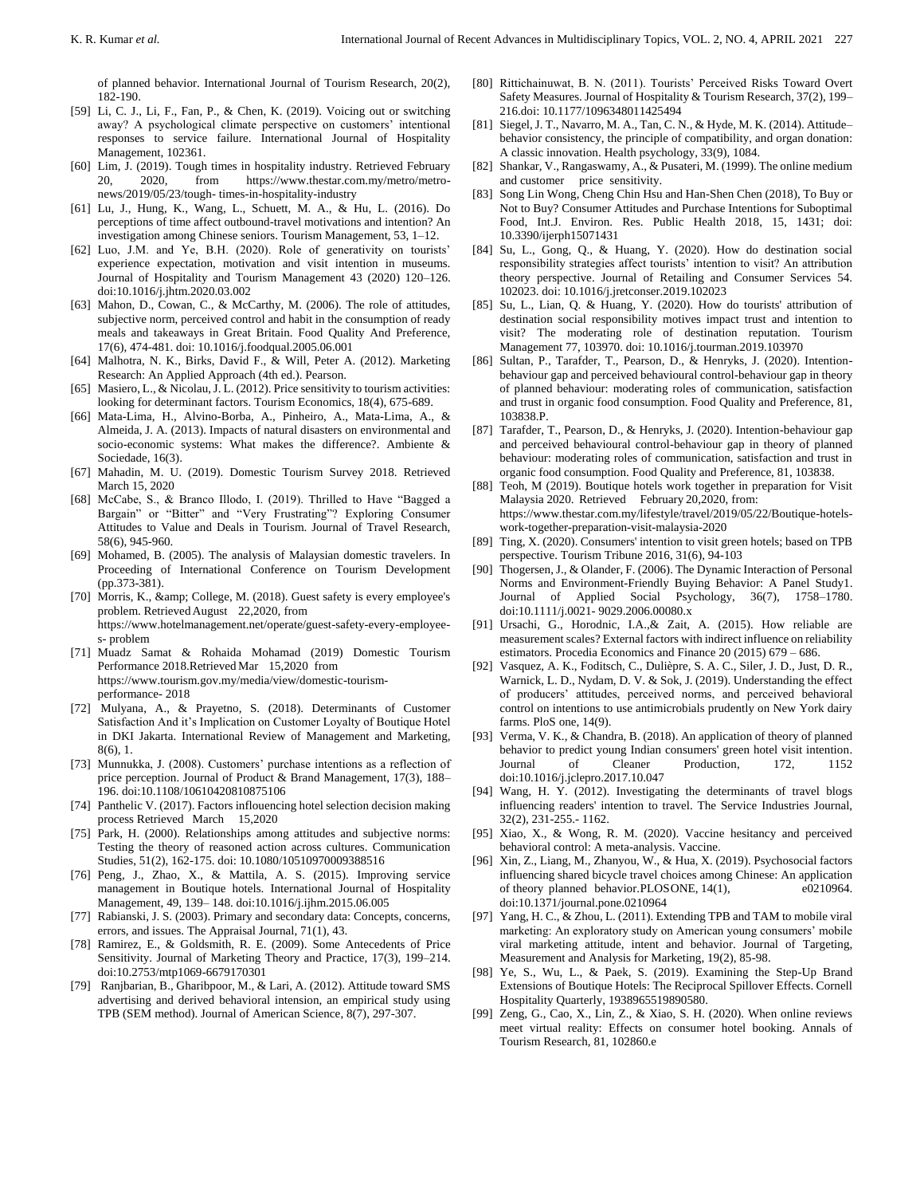of planned behavior. International Journal of Tourism Research, 20(2), 182-190.

[59] Li, C. J., Li, F., Fan, P., & Chen, K. (2019). Voicing out or switching away? A psychological climate perspective on customers' intentional responses to service failure. International Journal of Hospitality Management, 102361.

[60] Lim, J. (2019). Tough times in hospitality industry. Retrieved February 20, 2020, from https://www.thestar.com.my/metro/metro-news/2019/05/23/tough- times-in-hospitality-industry

[61] Lu, J., Hung, K., Wang, L., Schuett, M. A., & Hu, L. (2016). Do perceptions of time affect outbound-travel motivations and intention? An investigation among Chinese seniors. Tourism Management, 53, 1–12.

[62] Luo, J.M. and Ye, B.H. (2020). Role of generativity on tourists' experience expectation, motivation and visit intention in museums. Journal of Hospitality and Tourism Management 43 (2020) 120–126. doi:10.1016/j.jhtm.2020.03.002

[63] Mahon, D., Cowan, C., & McCarthy, M. (2006). The role of attitudes, subjective norm, perceived control and habit in the consumption of ready meals and takeaways in Great Britain. Food Quality And Preference, 17(6), 474-481. doi: 10.1016/j.foodqual.2005.06.001

[64] Malhotra, N. K., Birks, David F., & Will, Peter A. (2012). Marketing Research: An Applied Approach (4th ed.). Pearson.

[65] Masiero, L., & Nicolau, J. L. (2012). Price sensitivity to tourism activities: looking for determinant factors. Tourism Economics, 18(4), 675-689.

[66] Mata-Lima, H., Alvino-Borba, A., Pinheiro, A., Mata-Lima, A., & Almeida, J. A. (2013). Impacts of natural disasters on environmental and socio-economic systems: What makes the difference?. Ambiente & Sociedade, 16(3).

[67] Mahadin, M. U. (2019). Domestic Tourism Survey 2018. Retrieved March 15, 2020

[68] McCabe, S., & Branco Illodo, I. (2019). Thrilled to Have "Bagged a Bargain" or "Bitter" and "Very Frustrating"? Exploring Consumer Attitudes to Value and Deals in Tourism. Journal of Travel Research, 58(6), 945-960.

[69] Mohamed, B. (2005). The analysis of Malaysian domestic travelers. In Proceeding of International Conference on Tourism Development (pp.373-381).

[70] Morris, K., &amp; College, M. (2018). Guest safety is every employee's problem. Retrieved August 22,2020, from https://www.hotelmanagement.net/operate/guest-safety-every-employee-s- problem

[71] Muadz Samat & Rohaida Mohamad (2019) Domestic Tourism Performance 2018.Retrieved Mar 15,2020 from https://www.tourism.gov.my/media/view/domestic-tourism-performance- 2018

[72] Mulyana, A., & Prayetno, S. (2018). Determinants of Customer Satisfaction And it's Implication on Customer Loyalty of Boutique Hotel in DKI Jakarta. International Review of Management and Marketing, 8(6), 1.

[73] Munnukka, J. (2008). Customers' purchase intentions as a reflection of price perception. Journal of Product & Brand Management, 17(3), 188–196. doi:10.1108/10610420810875106

[74] Panthelic V. (2017). Factors inflouencing hotel selection decision making process Retrieved March 15,2020

[75] Park, H. (2000). Relationships among attitudes and subjective norms: Testing the theory of reasoned action across cultures. Communication Studies, 51(2), 162-175. doi: 10.1080/10510970009388516

[76] Peng, J., Zhao, X., & Mattila, A. S. (2015). Improving service management in Boutique hotels. International Journal of Hospitality Management, 49, 139– 148. doi:10.1016/j.ijhm.2015.06.005

[77] Rabianski, J. S. (2003). Primary and secondary data: Concepts, concerns, errors, and issues. The Appraisal Journal, 71(1), 43.

[78] Ramirez, E., & Goldsmith, R. E. (2009). Some Antecedents of Price Sensitivity. Journal of Marketing Theory and Practice, 17(3), 199–214. doi:10.2753/mtp1069-6679170301

[79] Ranjbarian, B., Gharibpoor, M., & Lari, A. (2012). Attitude toward SMS advertising and derived behavioral intension, an empirical study using TPB (SEM method). Journal of American Science, 8(7), 297-307.

[80] Rittichainuwat, B. N. (2011). Tourists' Perceived Risks Toward Overt Safety Measures. Journal of Hospitality & Tourism Research, 37(2), 199–216.doi: 10.1177/1096348011425494

[81] Siegel, J. T., Navarro, M. A., Tan, C. N., & Hyde, M. K. (2014). Attitude–behavior consistency, the principle of compatibility, and organ donation: A classic innovation. Health psychology, 33(9), 1084.

[82] Shankar, V., Rangaswamy, A., & Pusateri, M. (1999). The online medium and customer price sensitivity.

[83] Song Lin Wong, Cheng Chin Hsu and Han-Shen Chen (2018), To Buy or Not to Buy? Consumer Attitudes and Purchase Intentions for Suboptimal Food, Int.J. Environ. Res. Public Health 2018, 15, 1431; doi: 10.3390/ijerph15071431

[84] Su, L., Gong, Q., & Huang, Y. (2020). How do destination social responsibility strategies affect tourists' intention to visit? An attribution theory perspective. Journal of Retailing and Consumer Services 54. 102023. doi: 10.1016/j.jretconser.2019.102023

[85] Su, L., Lian, Q. & Huang, Y. (2020). How do tourists' attribution of destination social responsibility motives impact trust and intention to visit? The moderating role of destination reputation. Tourism Management 77, 103970. doi: 10.1016/j.tourman.2019.103970

[86] Sultan, P., Tarafder, T., Pearson, D., & Henryks, J. (2020). Intention-behaviour gap and perceived behavioural control-behaviour gap in theory of planned behaviour: moderating roles of communication, satisfaction and trust in organic food consumption. Food Quality and Preference, 81, 103838.P.

[87] Tarafder, T., Pearson, D., & Henryks, J. (2020). Intention-behaviour gap and perceived behavioural control-behaviour gap in theory of planned behaviour: moderating roles of communication, satisfaction and trust in organic food consumption. Food Quality and Preference, 81, 103838.

[88] Teoh, M (2019). Boutique hotels work together in preparation for Visit Malaysia 2020. Retrieved February 20,2020, from: https://www.thestar.com.my/lifestyle/travel/2019/05/22/Boutique-hotels-work-together-preparation-visit-malaysia-2020

[89] Ting, X. (2020). Consumers' intention to visit green hotels; based on TPB perspective. Tourism Tribune 2016, 31(6), 94-103

[90] Thogersen, J., & Olander, F. (2006). The Dynamic Interaction of Personal Norms and Environment-Friendly Buying Behavior: A Panel Study1. Journal of Applied Social Psychology, 36(7), 1758–1780. doi:10.1111/j.0021- 9029.2006.00080.x

[91] Ursachi, G., Horodnic, I.A.,& Zait, A. (2015). How reliable are measurement scales? External factors with indirect influence on reliability estimators. Procedia Economics and Finance 20 (2015) 679 – 686.

[92] Vasquez, A. K., Foditsch, C., Dulièpre, S. A. C., Siler, J. D., Just, D. R., Warnick, L. D., Nydam, D. V. & Sok, J. (2019). Understanding the effect of producers' attitudes, perceived norms, and perceived behavioral control on intentions to use antimicrobials prudently on New York dairy farms. PloS one, 14(9).

[93] Verma, V. K., & Chandra, B. (2018). An application of theory of planned behavior to predict young Indian consumers' green hotel visit intention. Journal of Cleaner Production, 172, 1152 doi:10.1016/j.jclepro.2017.10.047

[94] Wang, H. Y. (2012). Investigating the determinants of travel blogs influencing readers' intention to travel. The Service Industries Journal, 32(2), 231-255.- 1162.

[95] Xiao, X., & Wong, R. M. (2020). Vaccine hesitancy and perceived behavioral control: A meta-analysis. Vaccine.

[96] Xin, Z., Liang, M., Zhanyou, W., & Hua, X. (2019). Psychosocial factors influencing shared bicycle travel choices among Chinese: An application of theory planned behavior.PLOSONE, 14(1), e0210964. doi:10.1371/journal.pone.0210964

[97] Yang, H. C., & Zhou, L. (2011). Extending TPB and TAM to mobile viral marketing: An exploratory study on American young consumers' mobile viral marketing attitude, intent and behavior. Journal of Targeting, Measurement and Analysis for Marketing, 19(2), 85-98.

[98] Ye, S., Wu, L., & Paek, S. (2019). Examining the Step-Up Brand Extensions of Boutique Hotels: The Reciprocal Spillover Effects. Cornell Hospitality Quarterly, 1938965519890580.

[99] Zeng, G., Cao, X., Lin, Z., & Xiao, S. H. (2020). When online reviews meet virtual reality: Effects on consumer hotel booking. Annals of Tourism Research, 81, 102860.e